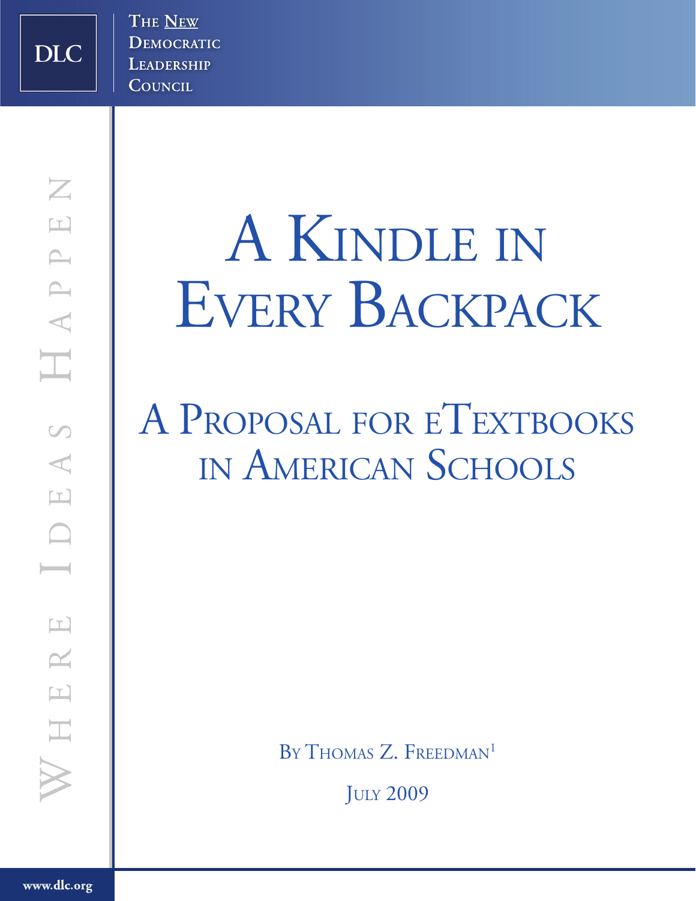The New Democratic Leadership Council

DLC

Where Ideas Happen

# A Kindle in Every Backpack

## A Proposal for eTextbooks in American Schools

By Thomas Z. Freedman[1]

July 2009

www.dlc.org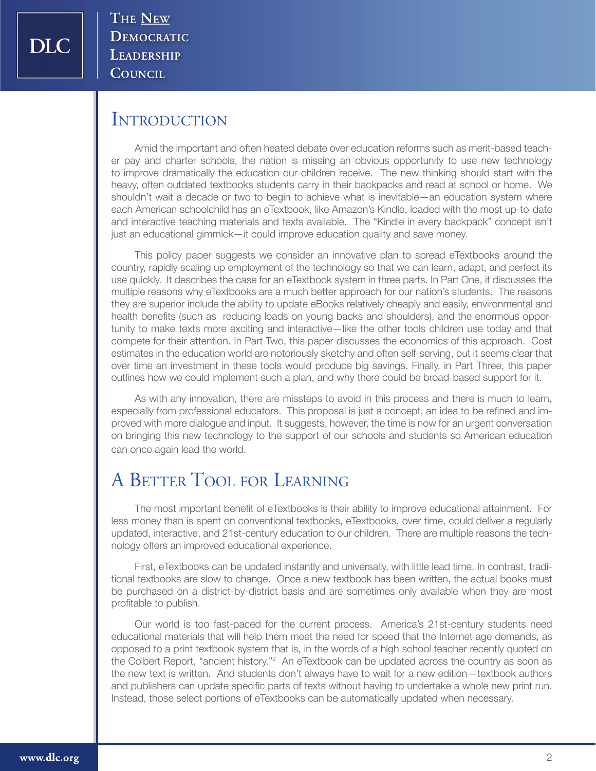## Introduction

Amid the important and often heated debate over education reforms such as merit-based teacher pay and charter schools, the nation is missing an obvious opportunity to use new technology to improve dramatically the education our children receive. The new thinking should start with the heavy, often outdated textbooks students carry in their backpacks and read at school or home. We shouldn't wait a decade or two to begin to achieve what is inevitable—an education system where each American schoolchild has an eTextbook, like Amazon's Kindle, loaded with the most up-to-date and interactive teaching materials and texts available. The "Kindle in every backpack" concept isn't just an educational gimmick—it could improve education quality and save money.

This policy paper suggests we consider an innovative plan to spread eTextbooks around the country, rapidly scaling up employment of the technology so that we can learn, adapt, and perfect its use quickly. It describes the case for an eTextbook system in three parts. In Part One, it discusses the multiple reasons why eTextbooks are a much better approach for our nation's students. The reasons they are superior include the ability to update eBooks relatively cheaply and easily, environmental and health benefits (such as reducing loads on young backs and shoulders), and the enormous opportunity to make texts more exciting and interactive—like the other tools children use today and that compete for their attention. In Part Two, this paper discusses the economics of this approach. Cost estimates in the education world are notoriously sketchy and often self-serving, but it seems clear that over time an investment in these tools would produce big savings. Finally, in Part Three, this paper outlines how we could implement such a plan, and why there could be broad-based support for it.

As with any innovation, there are missteps to avoid in this process and there is much to learn, especially from professional educators. This proposal is just a concept, an idea to be refined and improved with more dialogue and input. It suggests, however, the time is now for an urgent conversation on bringing this new technology to the support of our schools and students so American education can once again lead the world.

## A Better Tool for Learning

The most important benefit of eTextbooks is their ability to improve educational attainment. For less money than is spent on conventional textbooks, eTextbooks, over time, could deliver a regularly updated, interactive, and 21st-century education to our children. There are multiple reasons the technology offers an improved educational experience.

First, eTextbooks can be updated instantly and universally, with little lead time. In contrast, traditional textbooks are slow to change. Once a new textbook has been written, the actual books must be purchased on a district-by-district basis and are sometimes only available when they are most profitable to publish.

Our world is too fast-paced for the current process. America's 21st-century students need educational materials that will help them meet the need for speed that the Internet age demands, as opposed to a print textbook system that is, in the words of a high school teacher recently quoted on the Colbert Report, "ancient history."[2] An eTextbook can be updated across the country as soon as the new text is written. And students don't always have to wait for a new edition—textbook authors and publishers can update specific parts of texts without having to undertake a whole new print run. Instead, those select portions of eTextbooks can be automatically updated when necessary.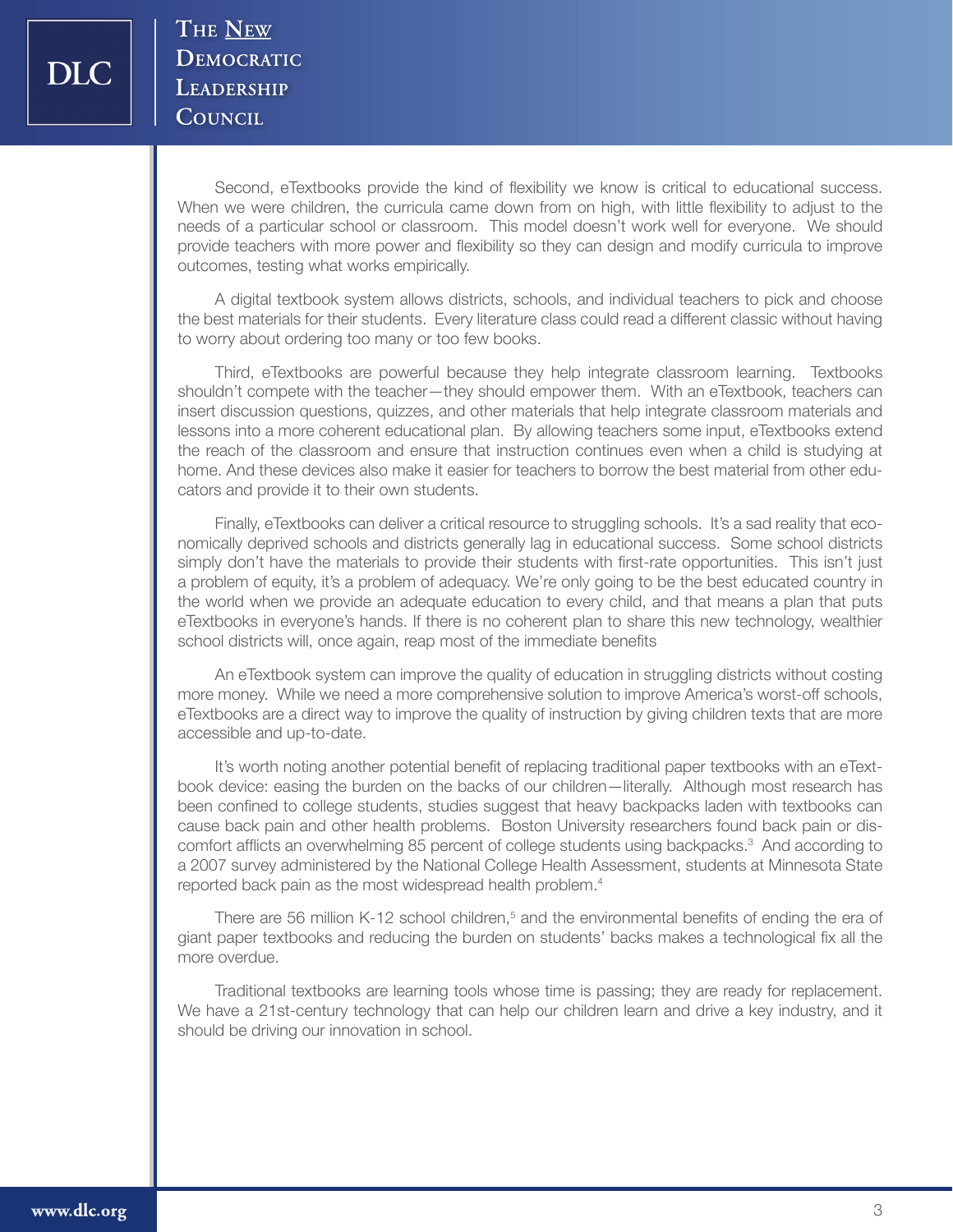Second, eTextbooks provide the kind of flexibility we know is critical to educational success. When we were children, the curricula came down from on high, with little flexibility to adjust to the needs of a particular school or classroom. This model doesn't work well for everyone. We should provide teachers with more power and flexibility so they can design and modify curricula to improve outcomes, testing what works empirically.

A digital textbook system allows districts, schools, and individual teachers to pick and choose the best materials for their students. Every literature class could read a different classic without having to worry about ordering too many or too few books.

Third, eTextbooks are powerful because they help integrate classroom learning. Textbooks shouldn't compete with the teacher—they should empower them. With an eTextbook, teachers can insert discussion questions, quizzes, and other materials that help integrate classroom materials and lessons into a more coherent educational plan. By allowing teachers some input, eTextbooks extend the reach of the classroom and ensure that instruction continues even when a child is studying at home. And these devices also make it easier for teachers to borrow the best material from other educators and provide it to their own students.

Finally, eTextbooks can deliver a critical resource to struggling schools. It's a sad reality that economically deprived schools and districts generally lag in educational success. Some school districts simply don't have the materials to provide their students with first-rate opportunities. This isn't just a problem of equity, it's a problem of adequacy. We're only going to be the best educated country in the world when we provide an adequate education to every child, and that means a plan that puts eTextbooks in everyone's hands. If there is no coherent plan to share this new technology, wealthier school districts will, once again, reap most of the immediate benefits

An eTextbook system can improve the quality of education in struggling districts without costing more money. While we need a more comprehensive solution to improve America's worst-off schools, eTextbooks are a direct way to improve the quality of instruction by giving children texts that are more accessible and up-to-date.

It's worth noting another potential benefit of replacing traditional paper textbooks with an eTextbook device: easing the burden on the backs of our children—literally. Although most research has been confined to college students, studies suggest that heavy backpacks laden with textbooks can cause back pain and other health problems. Boston University researchers found back pain or discomfort afflicts an overwhelming 85 percent of college students using backpacks.[3] And according to a 2007 survey administered by the National College Health Assessment, students at Minnesota State reported back pain as the most widespread health problem.[4]

There are 56 million K-12 school children,[5] and the environmental benefits of ending the era of giant paper textbooks and reducing the burden on students' backs makes a technological fix all the more overdue.

Traditional textbooks are learning tools whose time is passing; they are ready for replacement. We have a 21st-century technology that can help our children learn and drive a key industry, and it should be driving our innovation in school.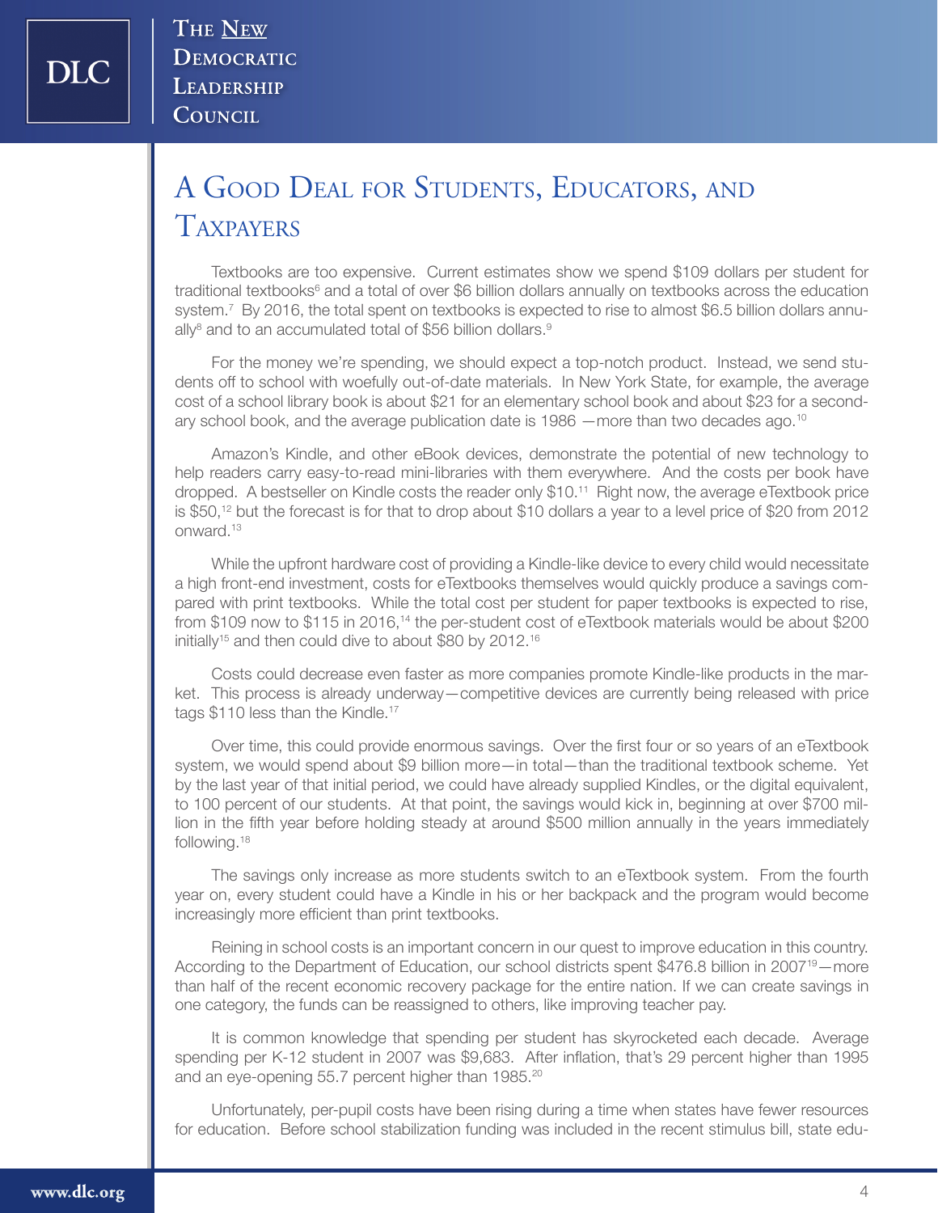## A Good Deal for Students, Educators, and Taxpayers

Textbooks are too expensive. Current estimates show we spend $109 dollars per student for traditional textbooks[6] and a total of over $6 billion dollars annually on textbooks across the education system.[7] By 2016, the total spent on textbooks is expected to rise to almost $6.5 billion dollars annually[8] and to an accumulated total of $56 billion dollars.[9]

For the money we're spending, we should expect a top-notch product. Instead, we send students off to school with woefully out-of-date materials. In New York State, for example, the average cost of a school library book is about $21 for an elementary school book and about $23 for a secondary school book, and the average publication date is 1986 —more than two decades ago.[10]

Amazon's Kindle, and other eBook devices, demonstrate the potential of new technology to help readers carry easy-to-read mini-libraries with them everywhere. And the costs per book have dropped. A bestseller on Kindle costs the reader only $10.[11] Right now, the average eTextbook price is $50,[12] but the forecast is for that to drop about $10 dollars a year to a level price of $20 from 2012 onward.[13]

While the upfront hardware cost of providing a Kindle-like device to every child would necessitate a high front-end investment, costs for eTextbooks themselves would quickly produce a savings compared with print textbooks. While the total cost per student for paper textbooks is expected to rise, from $109 now to $115 in 2016,[14] the per-student cost of eTextbook materials would be about $200 initially[15] and then could dive to about $80 by 2012.[16]

Costs could decrease even faster as more companies promote Kindle-like products in the market. This process is already underway—competitive devices are currently being released with price tags $110 less than the Kindle.[17]

Over time, this could provide enormous savings. Over the first four or so years of an eTextbook system, we would spend about $9 billion more—in total—than the traditional textbook scheme. Yet by the last year of that initial period, we could have already supplied Kindles, or the digital equivalent, to 100 percent of our students. At that point, the savings would kick in, beginning at over $700 million in the fifth year before holding steady at around $500 million annually in the years immediately following.[18]

The savings only increase as more students switch to an eTextbook system. From the fourth year on, every student could have a Kindle in his or her backpack and the program would become increasingly more efficient than print textbooks.

Reining in school costs is an important concern in our quest to improve education in this country. According to the Department of Education, our school districts spent $476.8 billion in 2007[19]—more than half of the recent economic recovery package for the entire nation. If we can create savings in one category, the funds can be reassigned to others, like improving teacher pay.

It is common knowledge that spending per student has skyrocketed each decade. Average spending per K-12 student in 2007 was $9,683. After inflation, that's 29 percent higher than 1995 and an eye-opening 55.7 percent higher than 1985.[20]

Unfortunately, per-pupil costs have been rising during a time when states have fewer resources for education. Before school stabilization funding was included in the recent stimulus bill, state edu-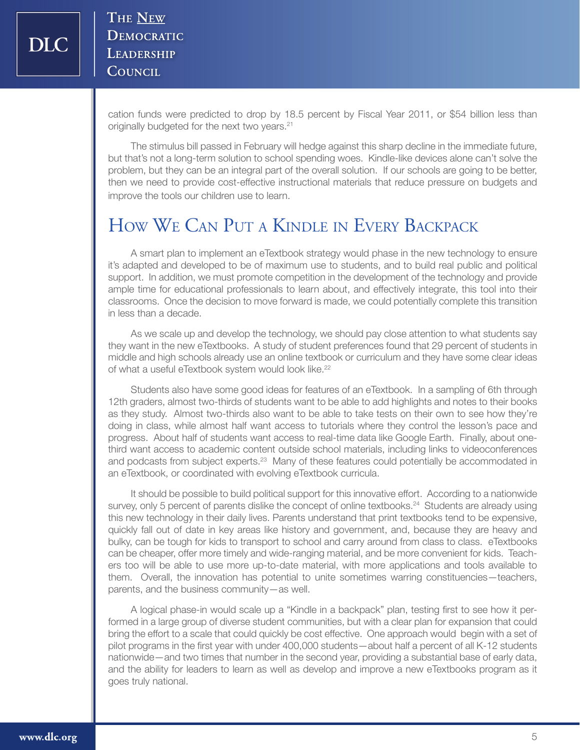cation funds were predicted to drop by 18.5 percent by Fiscal Year 2011, or $54 billion less than originally budgeted for the next two years.[21]

The stimulus bill passed in February will hedge against this sharp decline in the immediate future, but that's not a long-term solution to school spending woes. Kindle-like devices alone can't solve the problem, but they can be an integral part of the overall solution. If our schools are going to be better, then we need to provide cost-effective instructional materials that reduce pressure on budgets and improve the tools our children use to learn.

## How We Can Put a Kindle in Every Backpack

A smart plan to implement an eTextbook strategy would phase in the new technology to ensure it's adapted and developed to be of maximum use to students, and to build real public and political support. In addition, we must promote competition in the development of the technology and provide ample time for educational professionals to learn about, and effectively integrate, this tool into their classrooms. Once the decision to move forward is made, we could potentially complete this transition in less than a decade.

As we scale up and develop the technology, we should pay close attention to what students say they want in the new eTextbooks. A study of student preferences found that 29 percent of students in middle and high schools already use an online textbook or curriculum and they have some clear ideas of what a useful eTextbook system would look like.[22]

Students also have some good ideas for features of an eTextbook. In a sampling of 6th through 12th graders, almost two-thirds of students want to be able to add highlights and notes to their books as they study. Almost two-thirds also want to be able to take tests on their own to see how they're doing in class, while almost half want access to tutorials where they control the lesson's pace and progress. About half of students want access to real-time data like Google Earth. Finally, about one-third want access to academic content outside school materials, including links to videoconferences and podcasts from subject experts.[23] Many of these features could potentially be accommodated in an eTextbook, or coordinated with evolving eTextbook curricula.

It should be possible to build political support for this innovative effort. According to a nationwide survey, only 5 percent of parents dislike the concept of online textbooks.[24] Students are already using this new technology in their daily lives. Parents understand that print textbooks tend to be expensive, quickly fall out of date in key areas like history and government, and, because they are heavy and bulky, can be tough for kids to transport to school and carry around from class to class. eTextbooks can be cheaper, offer more timely and wide-ranging material, and be more convenient for kids. Teachers too will be able to use more up-to-date material, with more applications and tools available to them. Overall, the innovation has potential to unite sometimes warring constituencies—teachers, parents, and the business community—as well.

A logical phase-in would scale up a "Kindle in a backpack" plan, testing first to see how it performed in a large group of diverse student communities, but with a clear plan for expansion that could bring the effort to a scale that could quickly be cost effective. One approach would begin with a set of pilot programs in the first year with under 400,000 students—about half a percent of all K-12 students nationwide—and two times that number in the second year, providing a substantial base of early data, and the ability for leaders to learn as well as develop and improve a new eTextbooks program as it goes truly national.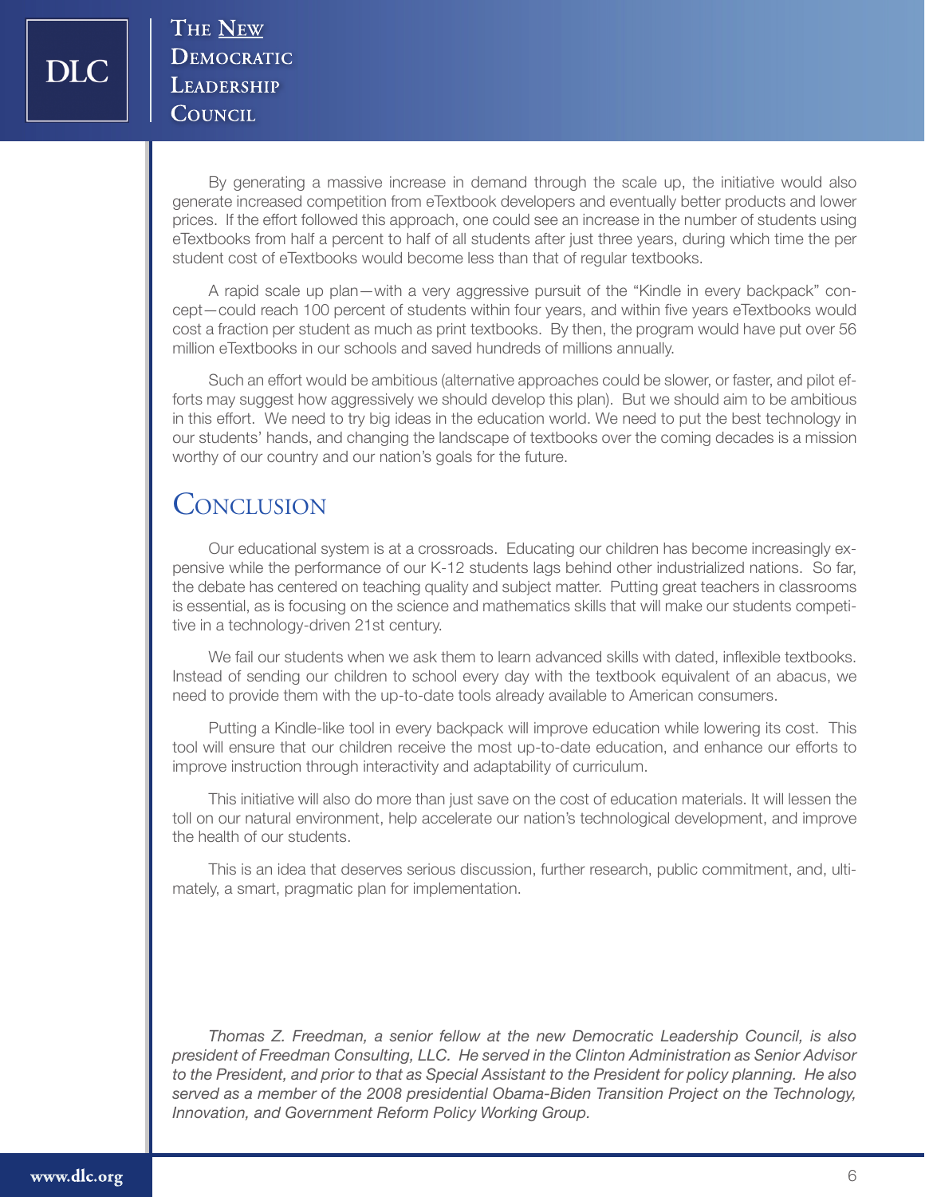By generating a massive increase in demand through the scale up, the initiative would also generate increased competition from eTextbook developers and eventually better products and lower prices. If the effort followed this approach, one could see an increase in the number of students using eTextbooks from half a percent to half of all students after just three years, during which time the per student cost of eTextbooks would become less than that of regular textbooks.

A rapid scale up plan—with a very aggressive pursuit of the "Kindle in every backpack" concept—could reach 100 percent of students within four years, and within five years eTextbooks would cost a fraction per student as much as print textbooks. By then, the program would have put over 56 million eTextbooks in our schools and saved hundreds of millions annually.

Such an effort would be ambitious (alternative approaches could be slower, or faster, and pilot efforts may suggest how aggressively we should develop this plan). But we should aim to be ambitious in this effort. We need to try big ideas in the education world. We need to put the best technology in our students' hands, and changing the landscape of textbooks over the coming decades is a mission worthy of our country and our nation's goals for the future.

## Conclusion

Our educational system is at a crossroads. Educating our children has become increasingly expensive while the performance of our K-12 students lags behind other industrialized nations. So far, the debate has centered on teaching quality and subject matter. Putting great teachers in classrooms is essential, as is focusing on the science and mathematics skills that will make our students competitive in a technology-driven 21st century.

We fail our students when we ask them to learn advanced skills with dated, inflexible textbooks. Instead of sending our children to school every day with the textbook equivalent of an abacus, we need to provide them with the up-to-date tools already available to American consumers.

Putting a Kindle-like tool in every backpack will improve education while lowering its cost. This tool will ensure that our children receive the most up-to-date education, and enhance our efforts to improve instruction through interactivity and adaptability of curriculum.

This initiative will also do more than just save on the cost of education materials. It will lessen the toll on our natural environment, help accelerate our nation's technological development, and improve the health of our students.

This is an idea that deserves serious discussion, further research, public commitment, and, ultimately, a smart, pragmatic plan for implementation.

*Thomas Z. Freedman, a senior fellow at the new Democratic Leadership Council, is also president of Freedman Consulting, LLC. He served in the Clinton Administration as Senior Advisor to the President, and prior to that as Special Assistant to the President for policy planning. He also served as a member of the 2008 presidential Obama-Biden Transition Project on the Technology, Innovation, and Government Reform Policy Working Group.*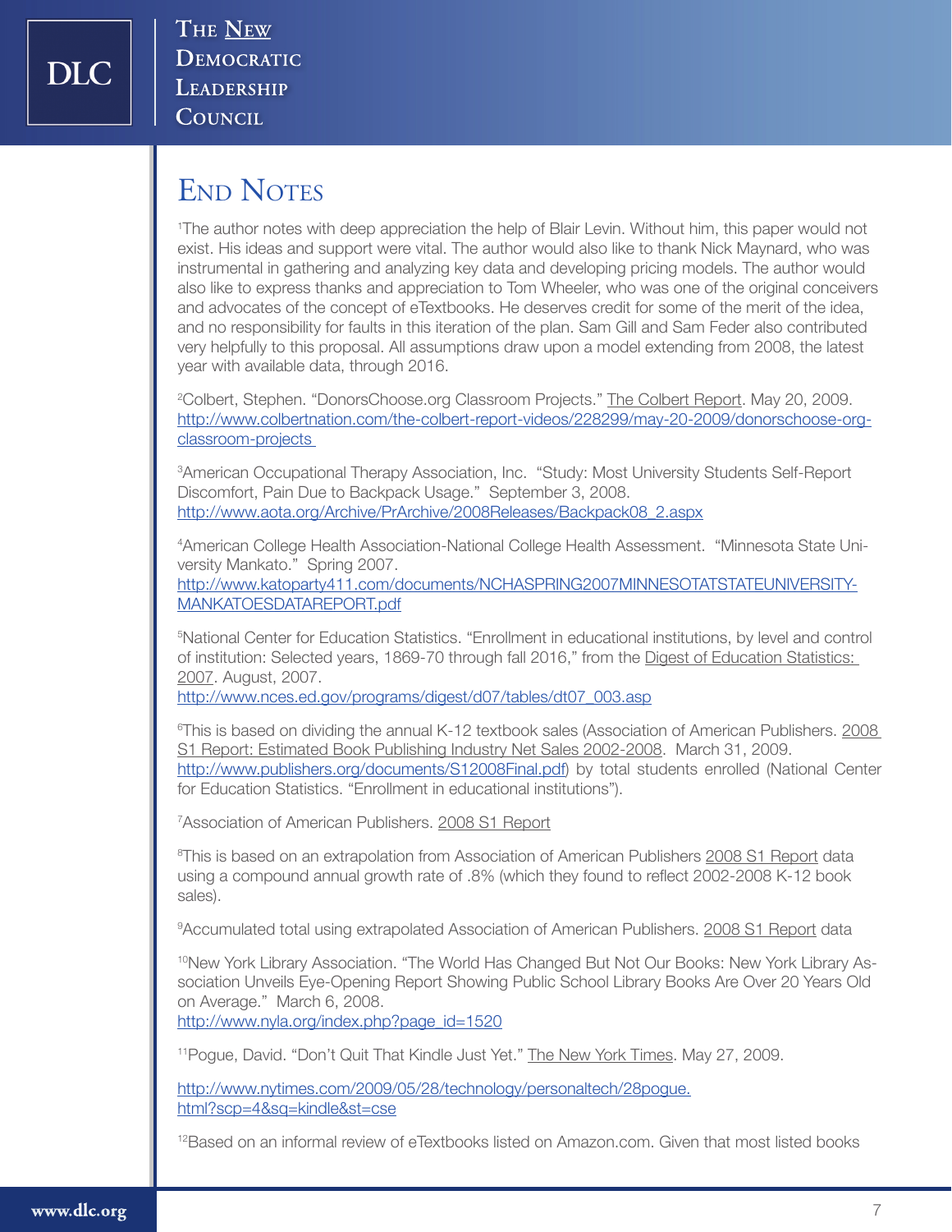# End Notes

[1]The author notes with deep appreciation the help of Blair Levin. Without him, this paper would not exist. His ideas and support were vital. The author would also like to thank Nick Maynard, who was instrumental in gathering and analyzing key data and developing pricing models. The author would also like to express thanks and appreciation to Tom Wheeler, who was one of the original conceivers and advocates of the concept of eTextbooks. He deserves credit for some of the merit of the idea, and no responsibility for faults in this iteration of the plan. Sam Gill and Sam Feder also contributed very helpfully to this proposal. All assumptions draw upon a model extending from 2008, the latest year with available data, through 2016.

[2]Colbert, Stephen. "DonorsChoose.org Classroom Projects." The Colbert Report. May 20, 2009. http://www.colbertnation.com/the-colbert-report-videos/228299/may-20-2009/donorschoose-org-classroom-projects

[3]American Occupational Therapy Association, Inc. "Study: Most University Students Self-Report Discomfort, Pain Due to Backpack Usage." September 3, 2008. http://www.aota.org/Archive/PrArchive/2008Releases/Backpack08_2.aspx

[4]American College Health Association-National College Health Assessment. "Minnesota State University Mankato." Spring 2007. http://www.katoparty411.com/documents/NCHASPRING2007MINNESOTATSTATEUNIVERSITY-MANKATOESDATAREPORT.pdf

[5]National Center for Education Statistics. "Enrollment in educational institutions, by level and control of institution: Selected years, 1869-70 through fall 2016," from the Digest of Education Statistics: 2007. August, 2007. http://www.nces.ed.gov/programs/digest/d07/tables/dt07_003.asp

[6]This is based on dividing the annual K-12 textbook sales (Association of American Publishers. 2008 S1 Report: Estimated Book Publishing Industry Net Sales 2002-2008. March 31, 2009. http://www.publishers.org/documents/S12008Final.pdf) by total students enrolled (National Center for Education Statistics. "Enrollment in educational institutions").

[7]Association of American Publishers. 2008 S1 Report

[8]This is based on an extrapolation from Association of American Publishers 2008 S1 Report data using a compound annual growth rate of .8% (which they found to reflect 2002-2008 K-12 book sales).

[9]Accumulated total using extrapolated Association of American Publishers. 2008 S1 Report data

[10]New York Library Association. "The World Has Changed But Not Our Books: New York Library Association Unveils Eye-Opening Report Showing Public School Library Books Are Over 20 Years Old on Average." March 6, 2008. http://www.nyla.org/index.php?page_id=1520

[11]Pogue, David. "Don't Quit That Kindle Just Yet." The New York Times. May 27, 2009.

http://www.nytimes.com/2009/05/28/technology/personaltech/28pogue.html?scp=4&sq=kindle&st=cse

[12]Based on an informal review of eTextbooks listed on Amazon.com. Given that most listed books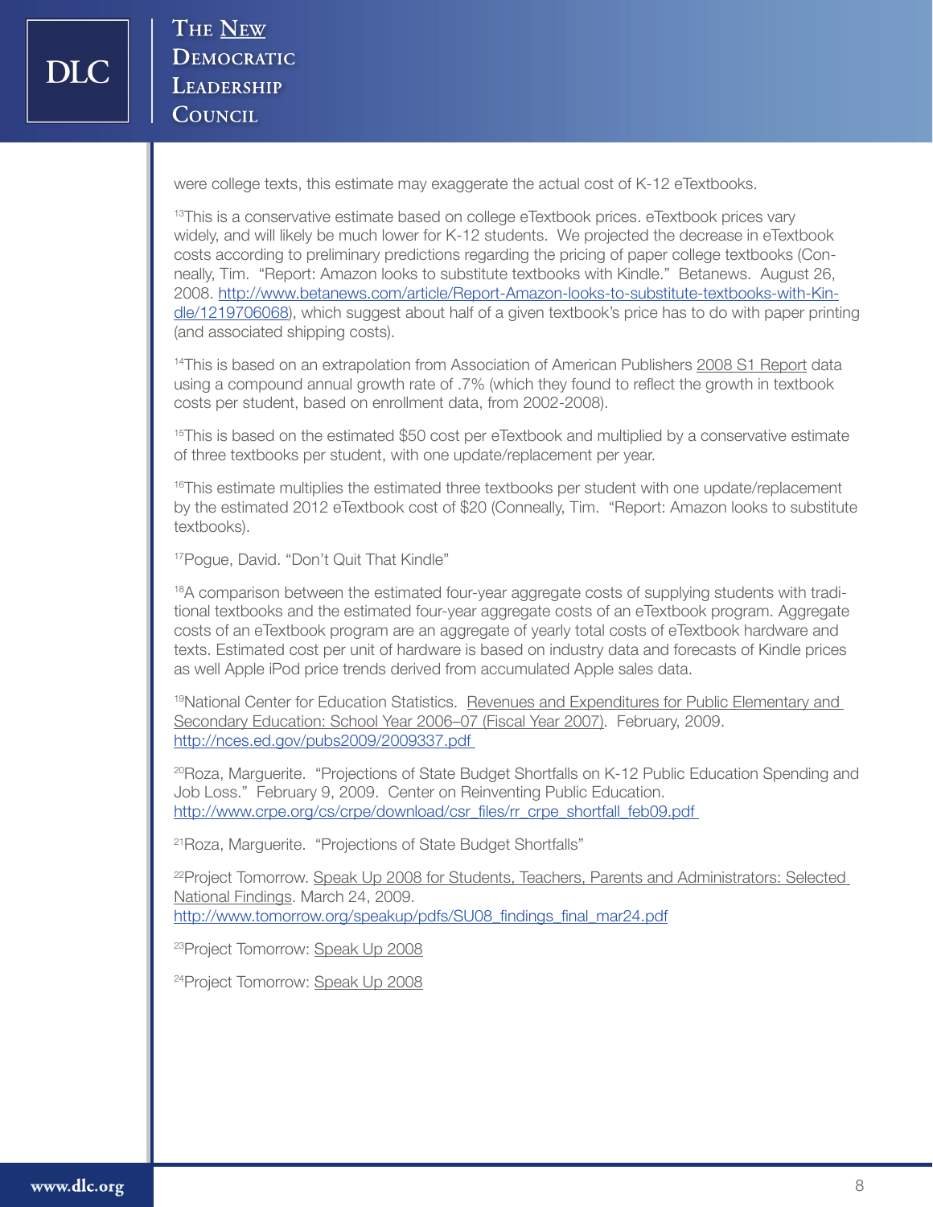were college texts, this estimate may exaggerate the actual cost of K-12 eTextbooks.

[13]This is a conservative estimate based on college eTextbook prices. eTextbook prices vary widely, and will likely be much lower for K-12 students. We projected the decrease in eTextbook costs according to preliminary predictions regarding the pricing of paper college textbooks (Conneally, Tim. "Report: Amazon looks to substitute textbooks with Kindle." Betanews. August 26, 2008. http://www.betanews.com/article/Report-Amazon-looks-to-substitute-textbooks-with-Kindle/1219706068), which suggest about half of a given textbook's price has to do with paper printing (and associated shipping costs).

[14]This is based on an extrapolation from Association of American Publishers 2008 S1 Report data using a compound annual growth rate of .7% (which they found to reflect the growth in textbook costs per student, based on enrollment data, from 2002-2008).

[15]This is based on the estimated $50 cost per eTextbook and multiplied by a conservative estimate of three textbooks per student, with one update/replacement per year.

[16]This estimate multiplies the estimated three textbooks per student with one update/replacement by the estimated 2012 eTextbook cost of $20 (Conneally, Tim. "Report: Amazon looks to substitute textbooks).

[17]Pogue, David. "Don't Quit That Kindle"

[18]A comparison between the estimated four-year aggregate costs of supplying students with traditional textbooks and the estimated four-year aggregate costs of an eTextbook program. Aggregate costs of an eTextbook program are an aggregate of yearly total costs of eTextbook hardware and texts. Estimated cost per unit of hardware is based on industry data and forecasts of Kindle prices as well Apple iPod price trends derived from accumulated Apple sales data.

[19]National Center for Education Statistics. Revenues and Expenditures for Public Elementary and Secondary Education: School Year 2006–07 (Fiscal Year 2007). February, 2009. http://nces.ed.gov/pubs2009/2009337.pdf

[20]Roza, Marguerite. "Projections of State Budget Shortfalls on K-12 Public Education Spending and Job Loss." February 9, 2009. Center on Reinventing Public Education. http://www.crpe.org/cs/crpe/download/csr_files/rr_crpe_shortfall_feb09.pdf

[21]Roza, Marguerite. "Projections of State Budget Shortfalls"

[22]Project Tomorrow. Speak Up 2008 for Students, Teachers, Parents and Administrators: Selected National Findings. March 24, 2009. http://www.tomorrow.org/speakup/pdfs/SU08_findings_final_mar24.pdf

[23]Project Tomorrow: Speak Up 2008

[24]Project Tomorrow: Speak Up 2008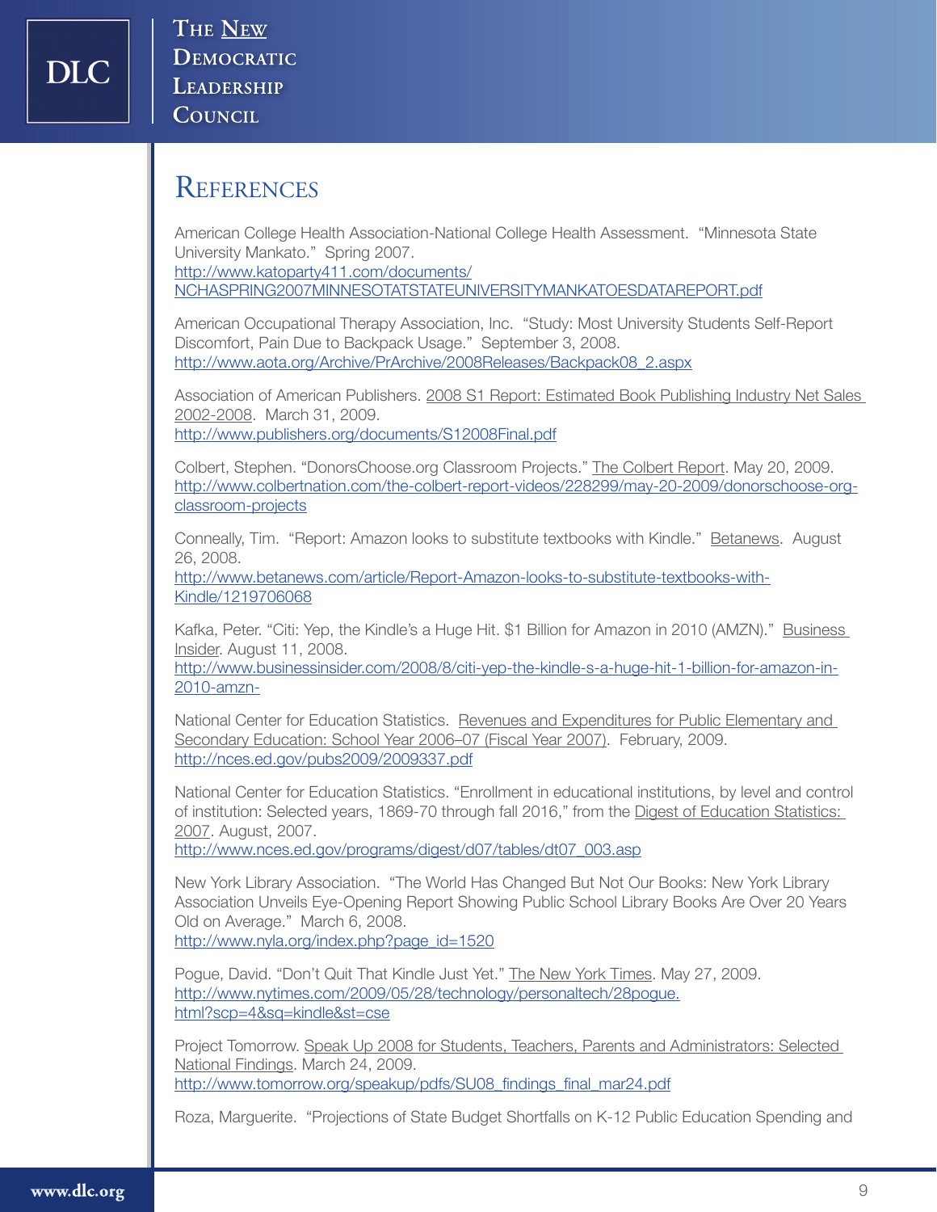# References

American College Health Association-National College Health Assessment. "Minnesota State University Mankato." Spring 2007.
http://www.katoparty411.com/documents/NCHASPRING2007MINNESOTATSTATEUNIVERSITYMANKATOESDATAREPORT.pdf

American Occupational Therapy Association, Inc. "Study: Most University Students Self-Report Discomfort, Pain Due to Backpack Usage." September 3, 2008.
http://www.aota.org/Archive/PrArchive/2008Releases/Backpack08_2.aspx

Association of American Publishers. 2008 S1 Report: Estimated Book Publishing Industry Net Sales 2002-2008. March 31, 2009.
http://www.publishers.org/documents/S12008Final.pdf

Colbert, Stephen. "DonorsChoose.org Classroom Projects." The Colbert Report. May 20, 2009.
http://www.colbertnation.com/the-colbert-report-videos/228299/may-20-2009/donorschoose-org-classroom-projects

Conneally, Tim. "Report: Amazon looks to substitute textbooks with Kindle." Betanews. August 26, 2008.
http://www.betanews.com/article/Report-Amazon-looks-to-substitute-textbooks-with-Kindle/1219706068

Kafka, Peter. "Citi: Yep, the Kindle's a Huge Hit. $1 Billion for Amazon in 2010 (AMZN)." Business Insider. August 11, 2008.
http://www.businessinsider.com/2008/8/citi-yep-the-kindle-s-a-huge-hit-1-billion-for-amazon-in-2010-amzn-

National Center for Education Statistics. Revenues and Expenditures for Public Elementary and Secondary Education: School Year 2006–07 (Fiscal Year 2007). February, 2009.
http://nces.ed.gov/pubs2009/2009337.pdf

National Center for Education Statistics. "Enrollment in educational institutions, by level and control of institution: Selected years, 1869-70 through fall 2016," from the Digest of Education Statistics: 2007. August, 2007.
http://www.nces.ed.gov/programs/digest/d07/tables/dt07_003.asp

New York Library Association. "The World Has Changed But Not Our Books: New York Library Association Unveils Eye-Opening Report Showing Public School Library Books Are Over 20 Years Old on Average." March 6, 2008.
http://www.nyla.org/index.php?page_id=1520

Pogue, David. "Don't Quit That Kindle Just Yet." The New York Times. May 27, 2009.
http://www.nytimes.com/2009/05/28/technology/personaltech/28pogue.html?scp=4&sq=kindle&st=cse

Project Tomorrow. Speak Up 2008 for Students, Teachers, Parents and Administrators: Selected National Findings. March 24, 2009.
http://www.tomorrow.org/speakup/pdfs/SU08_findings_final_mar24.pdf

Roza, Marguerite. "Projections of State Budget Shortfalls on K-12 Public Education Spending and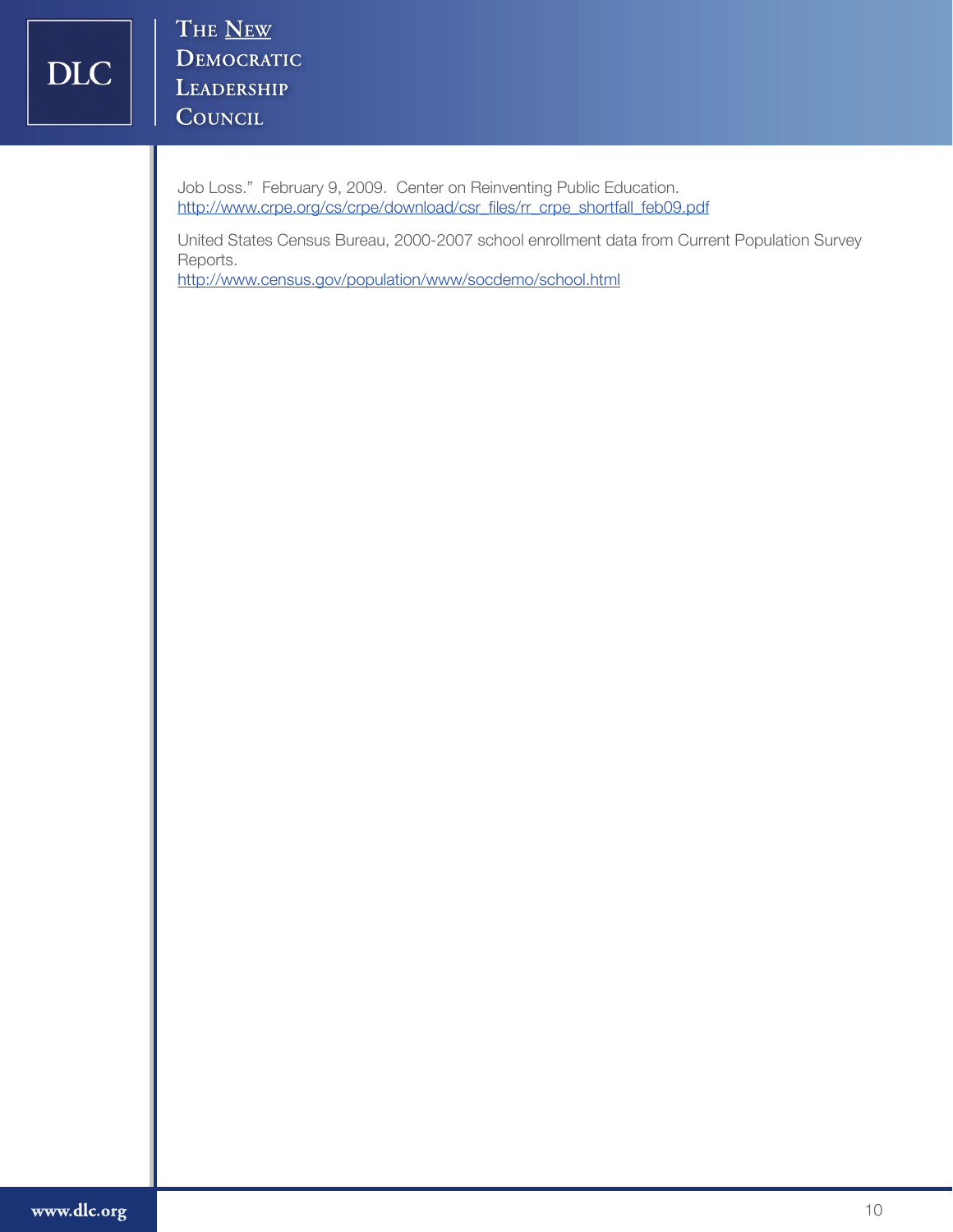Job Loss." February 9, 2009. Center on Reinventing Public Education.
http://www.crpe.org/cs/crpe/download/csr_files/rr_crpe_shortfall_feb09.pdf

United States Census Bureau, 2000-2007 school enrollment data from Current Population Survey Reports.
http://www.census.gov/population/www/socdemo/school.html